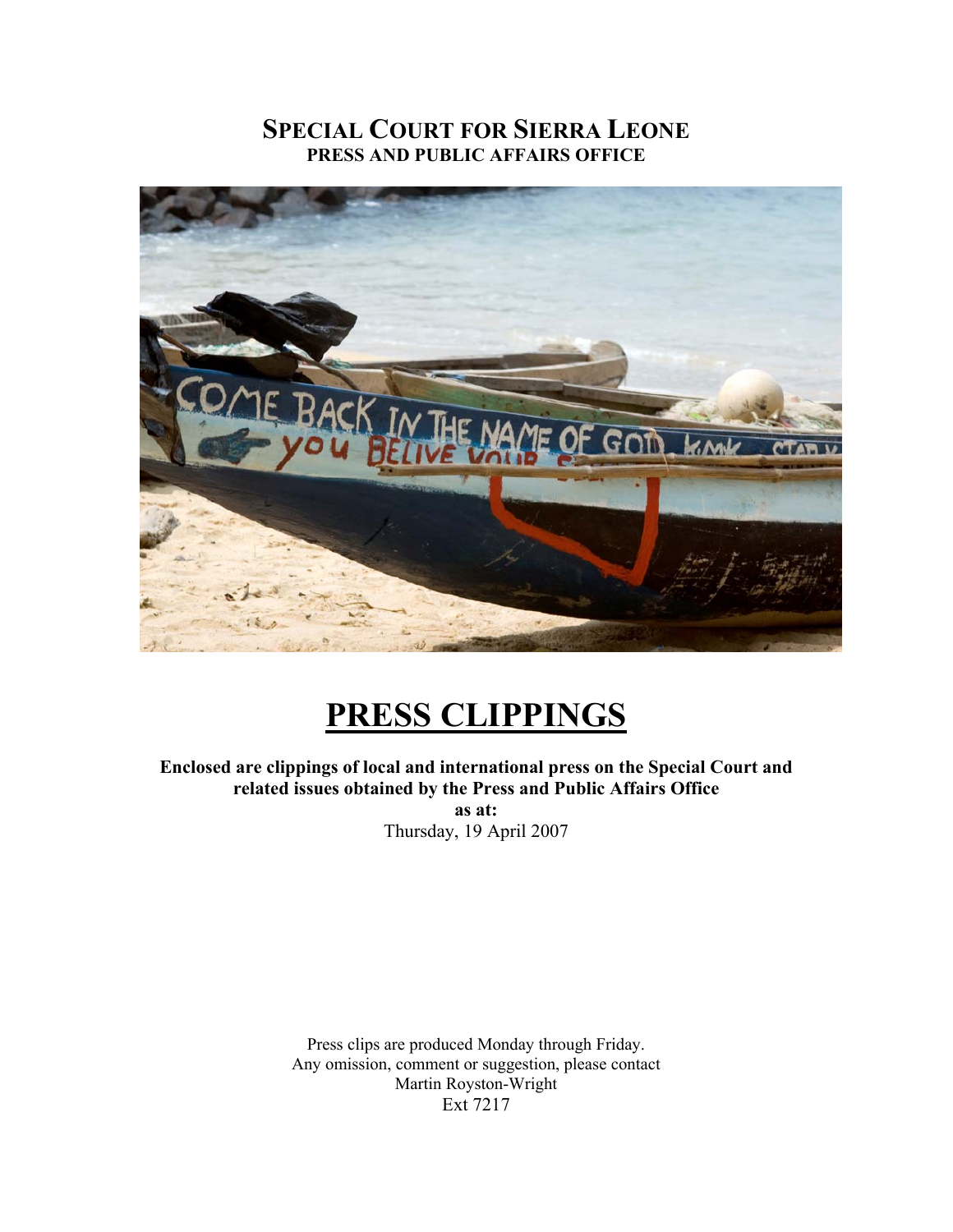# SPECIAL COURT FOR SIERRA LEONE

**PRESS AND PUBLIC AFFAIRS OFFICE**

# PRESS CLIPPINGS

**Enclosed are clippings of local and international press on the Special Court and related issues obtained by the Press and Public Affairs Office**

**as at:**

Thursday, 19 April 2007

Press clips are produced Monday through Friday.
Any omission, comment or suggestion, please contact
Martin Royston-Wright
Ext 7217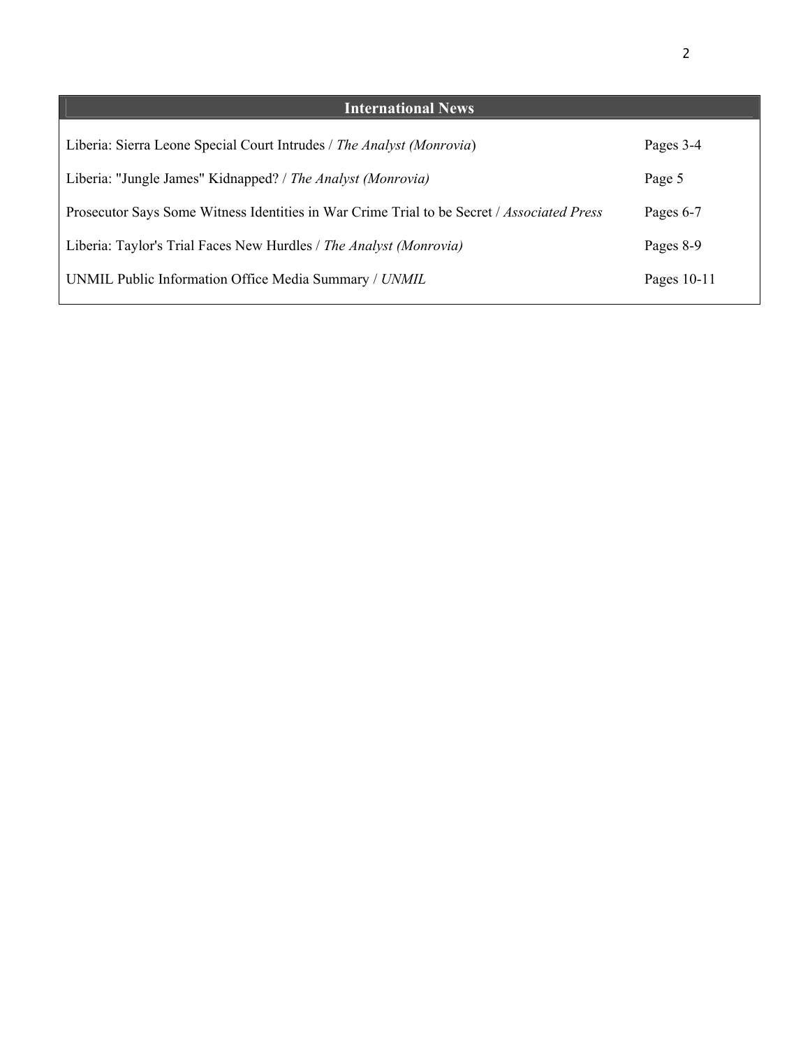## International News

| | |
|---|---|
| Liberia: Sierra Leone Special Court Intrudes / *The Analyst (Monrovia)* | Pages 3-4 |
| Liberia: "Jungle James" Kidnapped? / *The Analyst (Monrovia)* | Page 5 |
| Prosecutor Says Some Witness Identities in War Crime Trial to be Secret / *Associated Press* | Pages 6-7 |
| Liberia: Taylor's Trial Faces New Hurdles / *The Analyst (Monrovia)* | Pages 8-9 |
| UNMIL Public Information Office Media Summary / *UNMIL* | Pages 10-11 |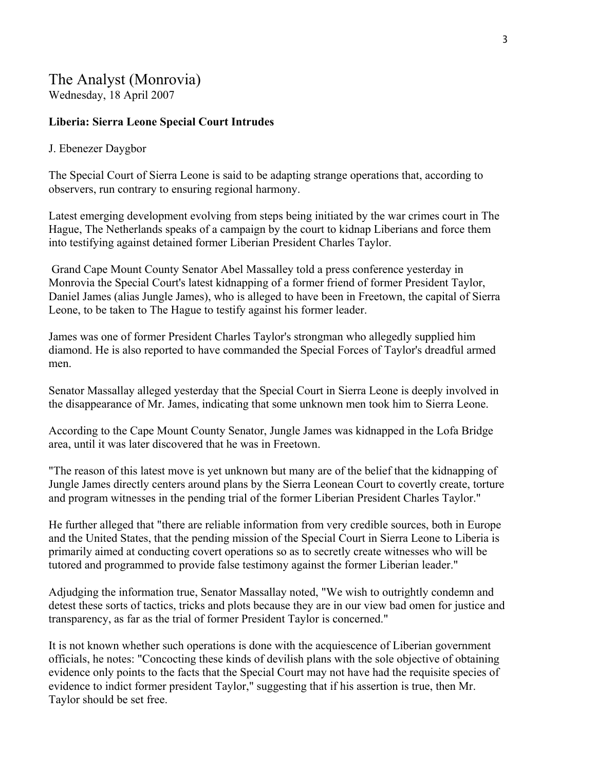# The Analyst (Monrovia)
Wednesday, 18 April 2007

**Liberia: Sierra Leone Special Court Intrudes**

J. Ebenezer Daygbor

The Special Court of Sierra Leone is said to be adapting strange operations that, according to observers, run contrary to ensuring regional harmony.

Latest emerging development evolving from steps being initiated by the war crimes court in The Hague, The Netherlands speaks of a campaign by the court to kidnap Liberians and force them into testifying against detained former Liberian President Charles Taylor.

Grand Cape Mount County Senator Abel Massalley told a press conference yesterday in Monrovia the Special Court's latest kidnapping of a former friend of former President Taylor, Daniel James (alias Jungle James), who is alleged to have been in Freetown, the capital of Sierra Leone, to be taken to The Hague to testify against his former leader.

James was one of former President Charles Taylor's strongman who allegedly supplied him diamond. He is also reported to have commanded the Special Forces of Taylor's dreadful armed men.

Senator Massallay alleged yesterday that the Special Court in Sierra Leone is deeply involved in the disappearance of Mr. James, indicating that some unknown men took him to Sierra Leone.

According to the Cape Mount County Senator, Jungle James was kidnapped in the Lofa Bridge area, until it was later discovered that he was in Freetown.

"The reason of this latest move is yet unknown but many are of the belief that the kidnapping of Jungle James directly centers around plans by the Sierra Leonean Court to covertly create, torture and program witnesses in the pending trial of the former Liberian President Charles Taylor."

He further alleged that "there are reliable information from very credible sources, both in Europe and the United States, that the pending mission of the Special Court in Sierra Leone to Liberia is primarily aimed at conducting covert operations so as to secretly create witnesses who will be tutored and programmed to provide false testimony against the former Liberian leader."

Adjudging the information true, Senator Massallay noted, "We wish to outrightly condemn and detest these sorts of tactics, tricks and plots because they are in our view bad omen for justice and transparency, as far as the trial of former President Taylor is concerned."

It is not known whether such operations is done with the acquiescence of Liberian government officials, he notes: "Concocting these kinds of devilish plans with the sole objective of obtaining evidence only points to the facts that the Special Court may not have had the requisite species of evidence to indict former president Taylor," suggesting that if his assertion is true, then Mr. Taylor should be set free.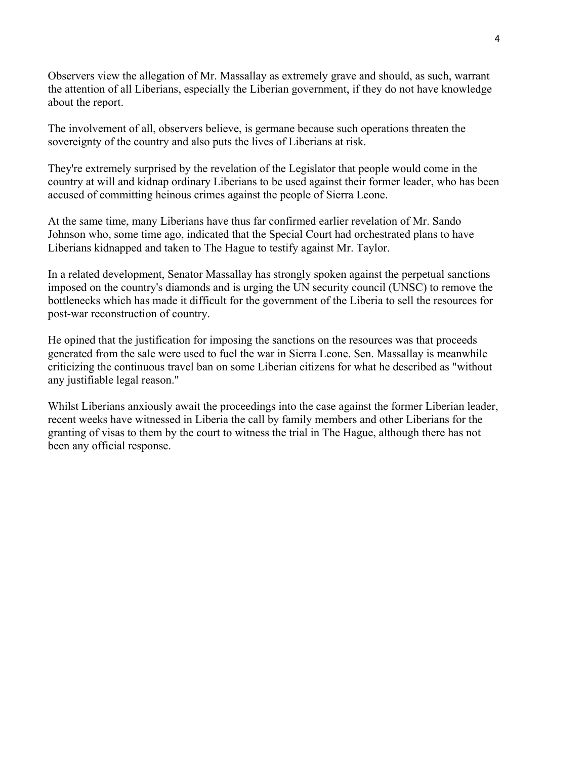Observers view the allegation of Mr. Massallay as extremely grave and should, as such, warrant the attention of all Liberians, especially the Liberian government, if they do not have knowledge about the report.

The involvement of all, observers believe, is germane because such operations threaten the sovereignty of the country and also puts the lives of Liberians at risk.

They're extremely surprised by the revelation of the Legislator that people would come in the country at will and kidnap ordinary Liberians to be used against their former leader, who has been accused of committing heinous crimes against the people of Sierra Leone.

At the same time, many Liberians have thus far confirmed earlier revelation of Mr. Sando Johnson who, some time ago, indicated that the Special Court had orchestrated plans to have Liberians kidnapped and taken to The Hague to testify against Mr. Taylor.

In a related development, Senator Massallay has strongly spoken against the perpetual sanctions imposed on the country's diamonds and is urging the UN security council (UNSC) to remove the bottlenecks which has made it difficult for the government of the Liberia to sell the resources for post-war reconstruction of country.

He opined that the justification for imposing the sanctions on the resources was that proceeds generated from the sale were used to fuel the war in Sierra Leone. Sen. Massallay is meanwhile criticizing the continuous travel ban on some Liberian citizens for what he described as "without any justifiable legal reason."

Whilst Liberians anxiously await the proceedings into the case against the former Liberian leader, recent weeks have witnessed in Liberia the call by family members and other Liberians for the granting of visas to them by the court to witness the trial in The Hague, although there has not been any official response.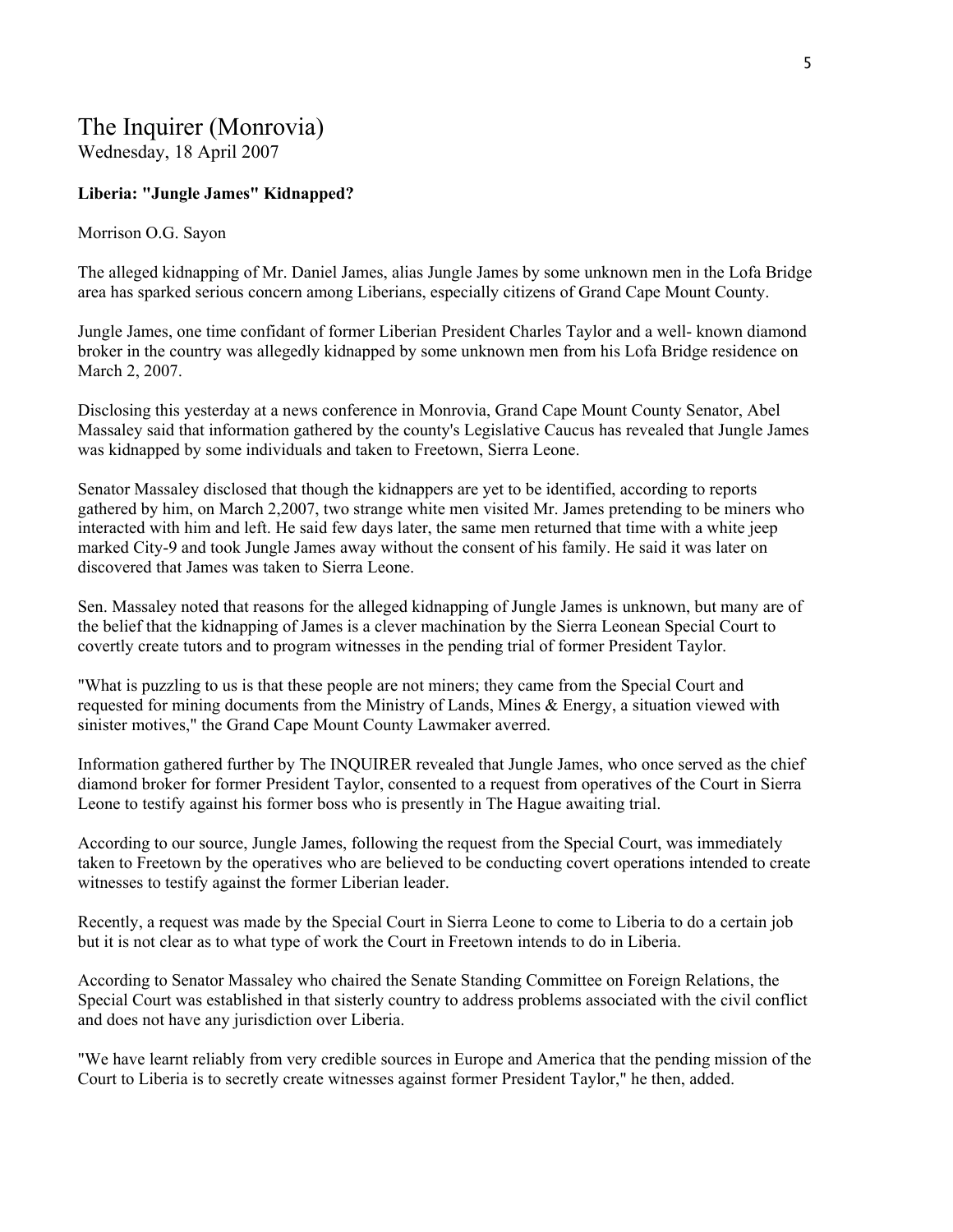# The Inquirer (Monrovia)

Wednesday, 18 April 2007

**Liberia: "Jungle James" Kidnapped?**

Morrison O.G. Sayon

The alleged kidnapping of Mr. Daniel James, alias Jungle James by some unknown men in the Lofa Bridge area has sparked serious concern among Liberians, especially citizens of Grand Cape Mount County.

Jungle James, one time confidant of former Liberian President Charles Taylor and a well- known diamond broker in the country was allegedly kidnapped by some unknown men from his Lofa Bridge residence on March 2, 2007.

Disclosing this yesterday at a news conference in Monrovia, Grand Cape Mount County Senator, Abel Massaley said that information gathered by the county's Legislative Caucus has revealed that Jungle James was kidnapped by some individuals and taken to Freetown, Sierra Leone.

Senator Massaley disclosed that though the kidnappers are yet to be identified, according to reports gathered by him, on March 2,2007, two strange white men visited Mr. James pretending to be miners who interacted with him and left. He said few days later, the same men returned that time with a white jeep marked City-9 and took Jungle James away without the consent of his family. He said it was later on discovered that James was taken to Sierra Leone.

Sen. Massaley noted that reasons for the alleged kidnapping of Jungle James is unknown, but many are of the belief that the kidnapping of James is a clever machination by the Sierra Leonean Special Court to covertly create tutors and to program witnesses in the pending trial of former President Taylor.

"What is puzzling to us is that these people are not miners; they came from the Special Court and requested for mining documents from the Ministry of Lands, Mines & Energy, a situation viewed with sinister motives," the Grand Cape Mount County Lawmaker averred.

Information gathered further by The INQUIRER revealed that Jungle James, who once served as the chief diamond broker for former President Taylor, consented to a request from operatives of the Court in Sierra Leone to testify against his former boss who is presently in The Hague awaiting trial.

According to our source, Jungle James, following the request from the Special Court, was immediately taken to Freetown by the operatives who are believed to be conducting covert operations intended to create witnesses to testify against the former Liberian leader.

Recently, a request was made by the Special Court in Sierra Leone to come to Liberia to do a certain job but it is not clear as to what type of work the Court in Freetown intends to do in Liberia.

According to Senator Massaley who chaired the Senate Standing Committee on Foreign Relations, the Special Court was established in that sisterly country to address problems associated with the civil conflict and does not have any jurisdiction over Liberia.

"We have learnt reliably from very credible sources in Europe and America that the pending mission of the Court to Liberia is to secretly create witnesses against former President Taylor," he then, added.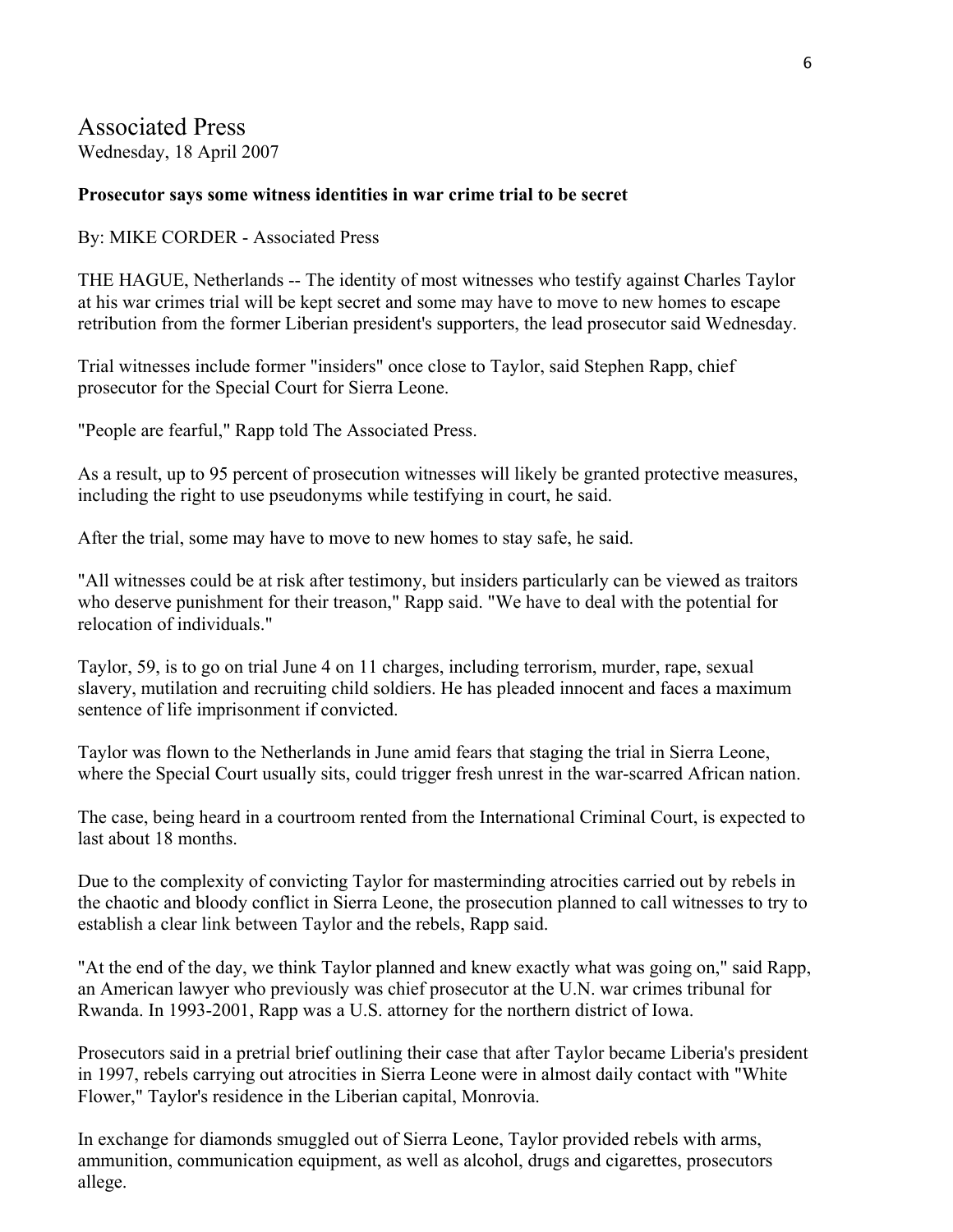## Associated Press

Wednesday, 18 April 2007

**Prosecutor says some witness identities in war crime trial to be secret**

By: MIKE CORDER - Associated Press

THE HAGUE, Netherlands -- The identity of most witnesses who testify against Charles Taylor at his war crimes trial will be kept secret and some may have to move to new homes to escape retribution from the former Liberian president's supporters, the lead prosecutor said Wednesday.

Trial witnesses include former "insiders" once close to Taylor, said Stephen Rapp, chief prosecutor for the Special Court for Sierra Leone.

"People are fearful," Rapp told The Associated Press.

As a result, up to 95 percent of prosecution witnesses will likely be granted protective measures, including the right to use pseudonyms while testifying in court, he said.

After the trial, some may have to move to new homes to stay safe, he said.

"All witnesses could be at risk after testimony, but insiders particularly can be viewed as traitors who deserve punishment for their treason," Rapp said. "We have to deal with the potential for relocation of individuals."

Taylor, 59, is to go on trial June 4 on 11 charges, including terrorism, murder, rape, sexual slavery, mutilation and recruiting child soldiers. He has pleaded innocent and faces a maximum sentence of life imprisonment if convicted.

Taylor was flown to the Netherlands in June amid fears that staging the trial in Sierra Leone, where the Special Court usually sits, could trigger fresh unrest in the war-scarred African nation.

The case, being heard in a courtroom rented from the International Criminal Court, is expected to last about 18 months.

Due to the complexity of convicting Taylor for masterminding atrocities carried out by rebels in the chaotic and bloody conflict in Sierra Leone, the prosecution planned to call witnesses to try to establish a clear link between Taylor and the rebels, Rapp said.

"At the end of the day, we think Taylor planned and knew exactly what was going on," said Rapp, an American lawyer who previously was chief prosecutor at the U.N. war crimes tribunal for Rwanda. In 1993-2001, Rapp was a U.S. attorney for the northern district of Iowa.

Prosecutors said in a pretrial brief outlining their case that after Taylor became Liberia's president in 1997, rebels carrying out atrocities in Sierra Leone were in almost daily contact with "White Flower," Taylor's residence in the Liberian capital, Monrovia.

In exchange for diamonds smuggled out of Sierra Leone, Taylor provided rebels with arms, ammunition, communication equipment, as well as alcohol, drugs and cigarettes, prosecutors allege.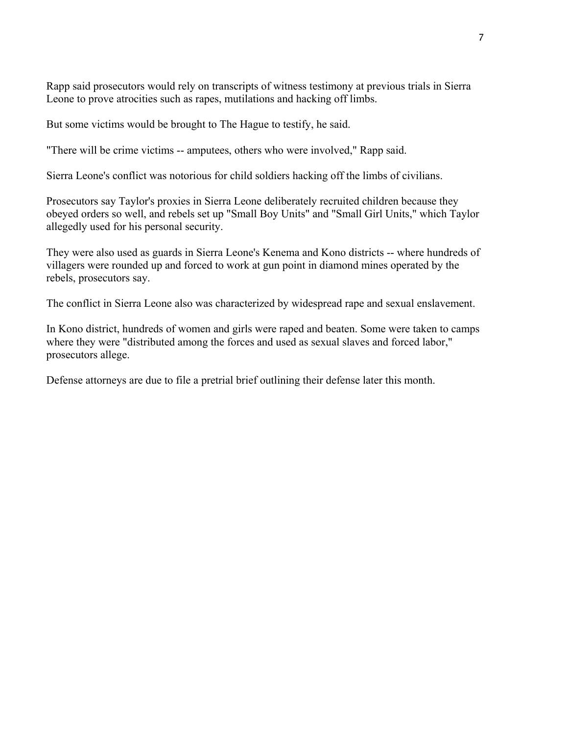Rapp said prosecutors would rely on transcripts of witness testimony at previous trials in Sierra Leone to prove atrocities such as rapes, mutilations and hacking off limbs.

But some victims would be brought to The Hague to testify, he said.

"There will be crime victims -- amputees, others who were involved," Rapp said.

Sierra Leone's conflict was notorious for child soldiers hacking off the limbs of civilians.

Prosecutors say Taylor's proxies in Sierra Leone deliberately recruited children because they obeyed orders so well, and rebels set up "Small Boy Units" and "Small Girl Units," which Taylor allegedly used for his personal security.

They were also used as guards in Sierra Leone's Kenema and Kono districts -- where hundreds of villagers were rounded up and forced to work at gun point in diamond mines operated by the rebels, prosecutors say.

The conflict in Sierra Leone also was characterized by widespread rape and sexual enslavement.

In Kono district, hundreds of women and girls were raped and beaten. Some were taken to camps where they were "distributed among the forces and used as sexual slaves and forced labor," prosecutors allege.

Defense attorneys are due to file a pretrial brief outlining their defense later this month.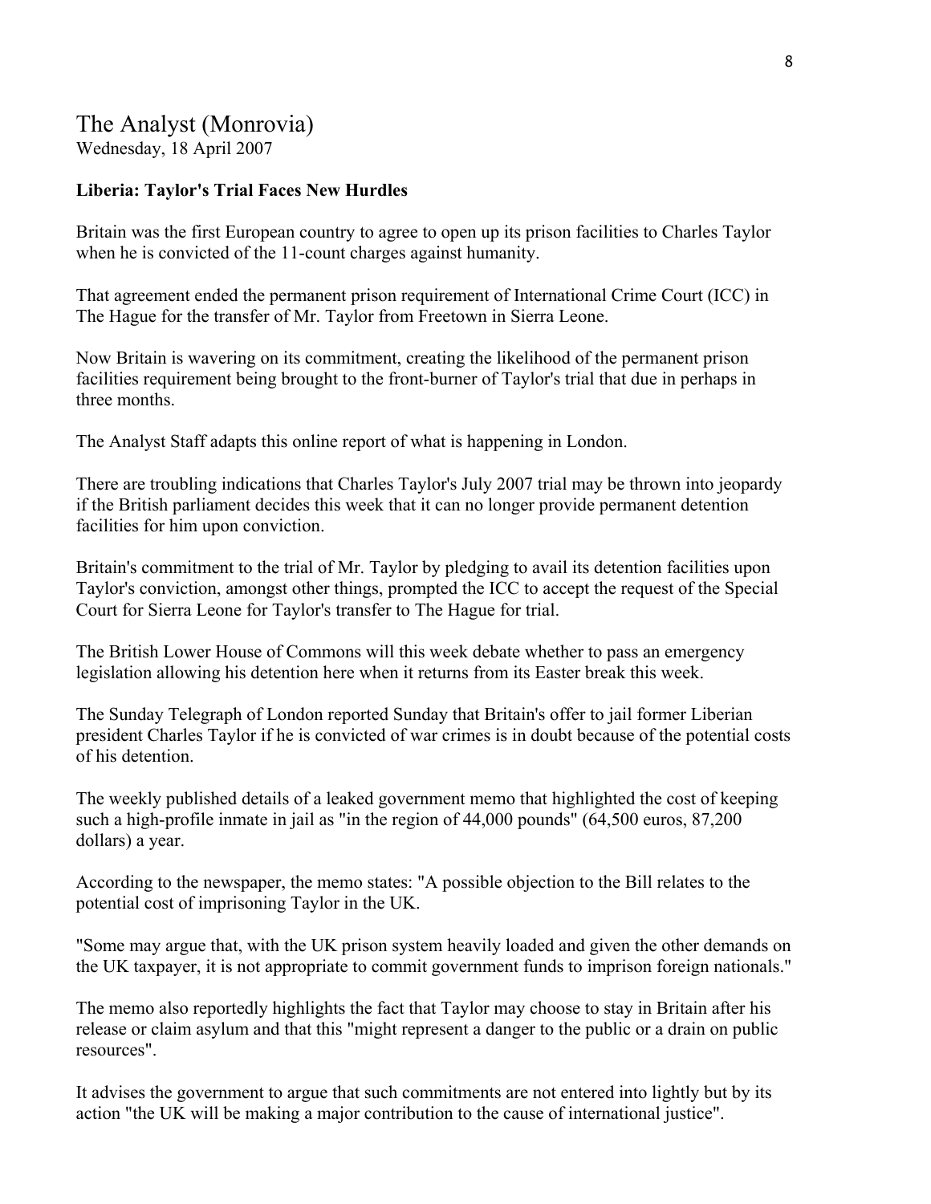# The Analyst (Monrovia)

Wednesday, 18 April 2007

**Liberia: Taylor's Trial Faces New Hurdles**

Britain was the first European country to agree to open up its prison facilities to Charles Taylor when he is convicted of the 11-count charges against humanity.

That agreement ended the permanent prison requirement of International Crime Court (ICC) in The Hague for the transfer of Mr. Taylor from Freetown in Sierra Leone.

Now Britain is wavering on its commitment, creating the likelihood of the permanent prison facilities requirement being brought to the front-burner of Taylor's trial that due in perhaps in three months.

The Analyst Staff adapts this online report of what is happening in London.

There are troubling indications that Charles Taylor's July 2007 trial may be thrown into jeopardy if the British parliament decides this week that it can no longer provide permanent detention facilities for him upon conviction.

Britain's commitment to the trial of Mr. Taylor by pledging to avail its detention facilities upon Taylor's conviction, amongst other things, prompted the ICC to accept the request of the Special Court for Sierra Leone for Taylor's transfer to The Hague for trial.

The British Lower House of Commons will this week debate whether to pass an emergency legislation allowing his detention here when it returns from its Easter break this week.

The Sunday Telegraph of London reported Sunday that Britain's offer to jail former Liberian president Charles Taylor if he is convicted of war crimes is in doubt because of the potential costs of his detention.

The weekly published details of a leaked government memo that highlighted the cost of keeping such a high-profile inmate in jail as "in the region of 44,000 pounds" (64,500 euros, 87,200 dollars) a year.

According to the newspaper, the memo states: "A possible objection to the Bill relates to the potential cost of imprisoning Taylor in the UK.

"Some may argue that, with the UK prison system heavily loaded and given the other demands on the UK taxpayer, it is not appropriate to commit government funds to imprison foreign nationals."

The memo also reportedly highlights the fact that Taylor may choose to stay in Britain after his release or claim asylum and that this "might represent a danger to the public or a drain on public resources".

It advises the government to argue that such commitments are not entered into lightly but by its action "the UK will be making a major contribution to the cause of international justice".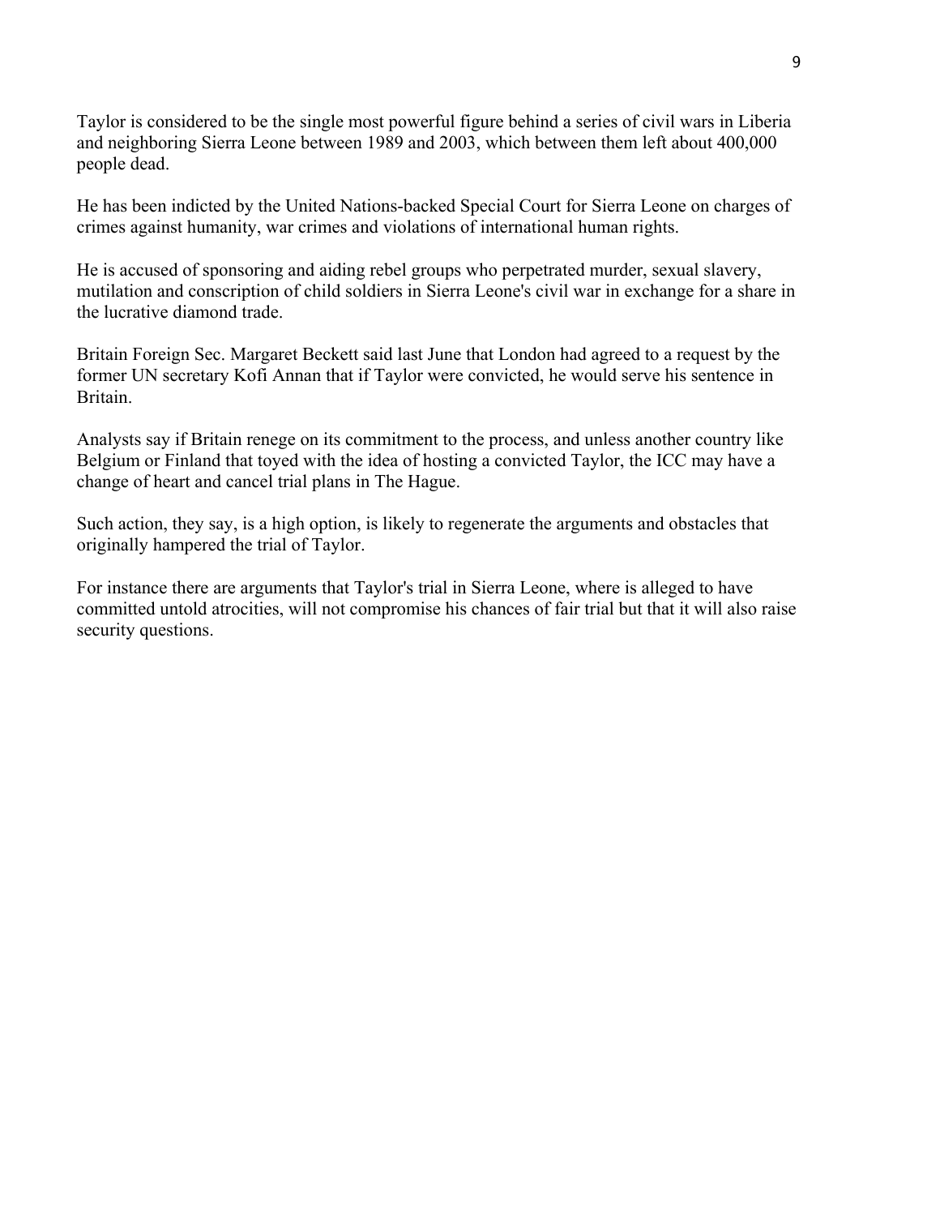Taylor is considered to be the single most powerful figure behind a series of civil wars in Liberia and neighboring Sierra Leone between 1989 and 2003, which between them left about 400,000 people dead.

He has been indicted by the United Nations-backed Special Court for Sierra Leone on charges of crimes against humanity, war crimes and violations of international human rights.

He is accused of sponsoring and aiding rebel groups who perpetrated murder, sexual slavery, mutilation and conscription of child soldiers in Sierra Leone's civil war in exchange for a share in the lucrative diamond trade.

Britain Foreign Sec. Margaret Beckett said last June that London had agreed to a request by the former UN secretary Kofi Annan that if Taylor were convicted, he would serve his sentence in Britain.

Analysts say if Britain renege on its commitment to the process, and unless another country like Belgium or Finland that toyed with the idea of hosting a convicted Taylor, the ICC may have a change of heart and cancel trial plans in The Hague.

Such action, they say, is a high option, is likely to regenerate the arguments and obstacles that originally hampered the trial of Taylor.

For instance there are arguments that Taylor's trial in Sierra Leone, where is alleged to have committed untold atrocities, will not compromise his chances of fair trial but that it will also raise security questions.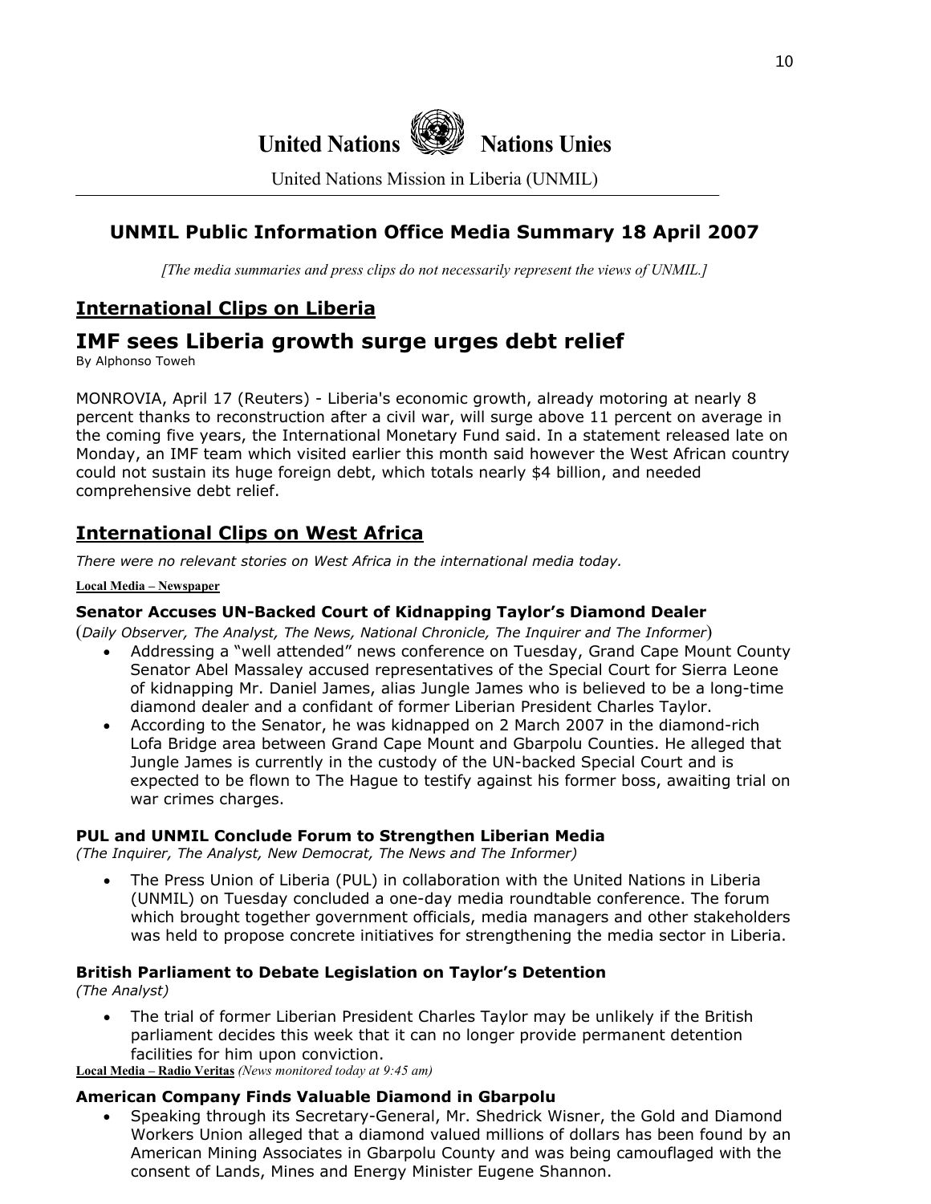United Nations Nations Unies

United Nations Mission in Liberia (UNMIL)

## UNMIL Public Information Office Media Summary 18 April 2007

*[The media summaries and press clips do not necessarily represent the views of UNMIL.]*

## International Clips on Liberia

# IMF sees Liberia growth surge urges debt relief

By Alphonso Toweh

MONROVIA, April 17 (Reuters) - Liberia's economic growth, already motoring at nearly 8 percent thanks to reconstruction after a civil war, will surge above 11 percent on average in the coming five years, the International Monetary Fund said. In a statement released late on Monday, an IMF team which visited earlier this month said however the West African country could not sustain its huge foreign debt, which totals nearly $4 billion, and needed comprehensive debt relief.

## International Clips on West Africa

*There were no relevant stories on West Africa in the international media today.*

**Local Media – Newspaper**

### Senator Accuses UN-Backed Court of Kidnapping Taylor's Diamond Dealer

(*Daily Observer, The Analyst, The News, National Chronicle, The Inquirer and The Informer*)

- Addressing a "well attended" news conference on Tuesday, Grand Cape Mount County Senator Abel Massaley accused representatives of the Special Court for Sierra Leone of kidnapping Mr. Daniel James, alias Jungle James who is believed to be a long-time diamond dealer and a confidant of former Liberian President Charles Taylor.
- According to the Senator, he was kidnapped on 2 March 2007 in the diamond-rich Lofa Bridge area between Grand Cape Mount and Gbarpolu Counties. He alleged that Jungle James is currently in the custody of the UN-backed Special Court and is expected to be flown to The Hague to testify against his former boss, awaiting trial on war crimes charges.

### PUL and UNMIL Conclude Forum to Strengthen Liberian Media

*(The Inquirer, The Analyst, New Democrat, The News and The Informer)*

- The Press Union of Liberia (PUL) in collaboration with the United Nations in Liberia (UNMIL) on Tuesday concluded a one-day media roundtable conference. The forum which brought together government officials, media managers and other stakeholders was held to propose concrete initiatives for strengthening the media sector in Liberia.

### British Parliament to Debate Legislation on Taylor's Detention

*(The Analyst)*

- The trial of former Liberian President Charles Taylor may be unlikely if the British parliament decides this week that it can no longer provide permanent detention facilities for him upon conviction.

**Local Media – Radio Veritas** *(News monitored today at 9:45 am)*

### American Company Finds Valuable Diamond in Gbarpolu

- Speaking through its Secretary-General, Mr. Shedrick Wisner, the Gold and Diamond Workers Union alleged that a diamond valued millions of dollars has been found by an American Mining Associates in Gbarpolu County and was being camouflaged with the consent of Lands, Mines and Energy Minister Eugene Shannon.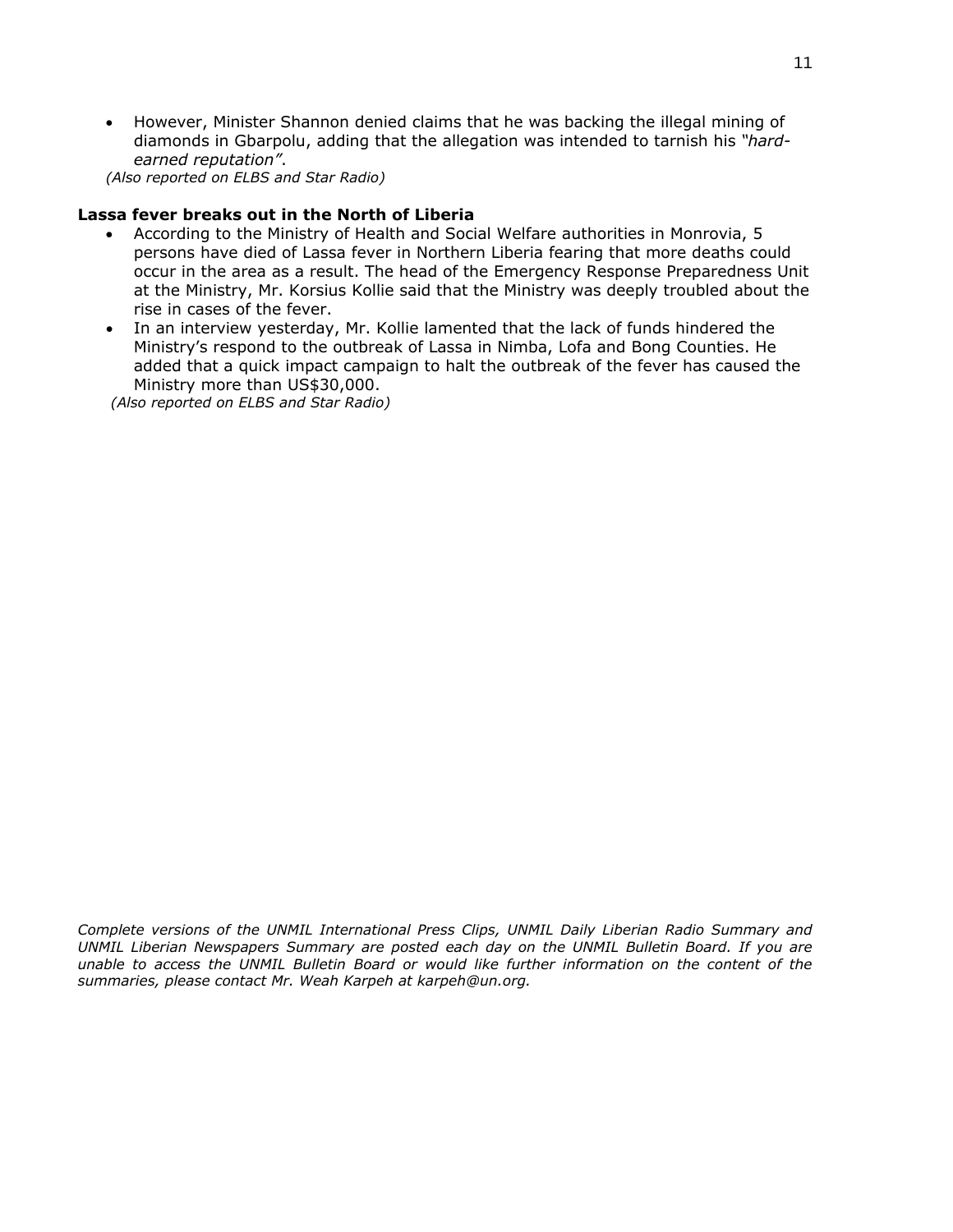- However, Minister Shannon denied claims that he was backing the illegal mining of diamonds in Gbarpolu, adding that the allegation was intended to tarnish his *"hard-earned reputation"*.

*(Also reported on ELBS and Star Radio)*

**Lassa fever breaks out in the North of Liberia**

- According to the Ministry of Health and Social Welfare authorities in Monrovia, 5 persons have died of Lassa fever in Northern Liberia fearing that more deaths could occur in the area as a result. The head of the Emergency Response Preparedness Unit at the Ministry, Mr. Korsius Kollie said that the Ministry was deeply troubled about the rise in cases of the fever.
- In an interview yesterday, Mr. Kollie lamented that the lack of funds hindered the Ministry's respond to the outbreak of Lassa in Nimba, Lofa and Bong Counties. He added that a quick impact campaign to halt the outbreak of the fever has caused the Ministry more than US$30,000.

*(Also reported on ELBS and Star Radio)*

*Complete versions of the UNMIL International Press Clips, UNMIL Daily Liberian Radio Summary and UNMIL Liberian Newspapers Summary are posted each day on the UNMIL Bulletin Board. If you are unable to access the UNMIL Bulletin Board or would like further information on the content of the summaries, please contact Mr. Weah Karpeh at karpeh@un.org.*